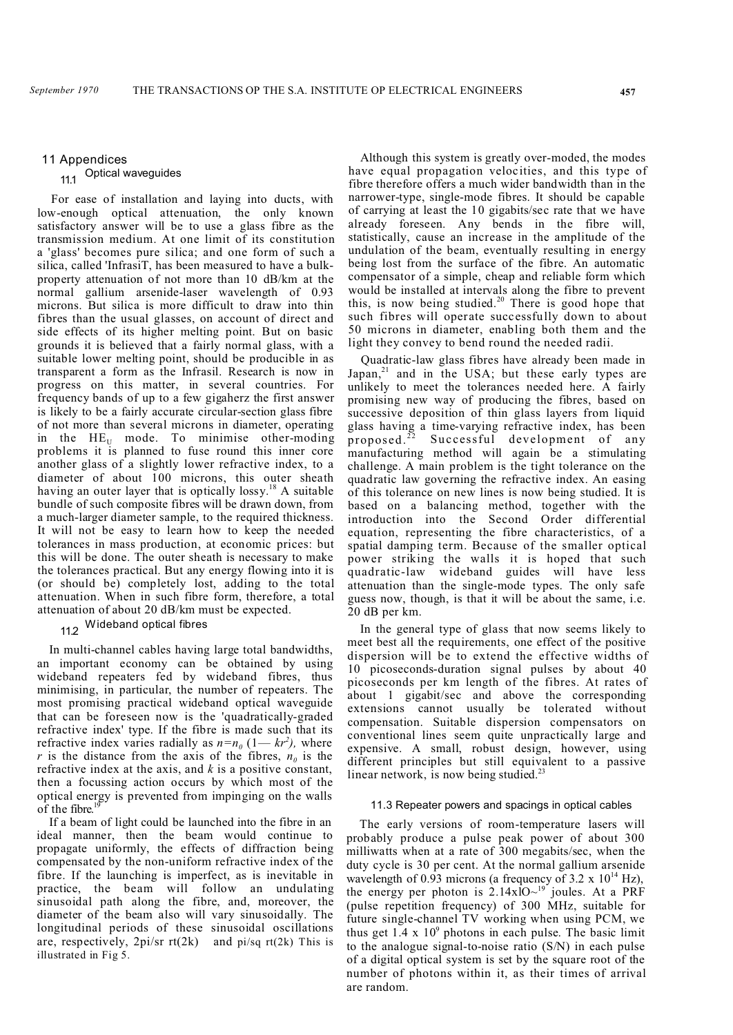# 11 Appendices

## 11.1 Optical waveguides

For ease of installation and laying into ducts, with low-enough optical attenuation, the only known satisfactory answer will be to use a glass fibre as the transmission medium. At one limit of its constitution a 'glass' becomes pure silica; and one form of such a silica, called 'InfrasiT, has been measured to have a bulk-property attenuation of not more than 10 dB/km at the normal gallium arsenide-laser wavelength of 0.93 microns. But silica is more difficult to draw into thin fibres than the usual glasses, on account of direct and side effects of its higher melting point. But on basic grounds it is believed that a fairly normal glass, with a suitable lower melting point, should be producible in as transparent a form as the Infrasil. Research is now in progress on this matter, in several countries. For frequency bands of up to a few gigaherz the first answer is likely to be a fairly accurate circular-section glass fibre of not more than several microns in diameter, operating in the $HE_{U}$ mode. To minimise other-moding problems it is planned to fuse round this inner core another glass of a slightly lower refractive index, to a diameter of about 100 microns, this outer sheath having an outer layer that is optically lossy.[18] A suitable bundle of such composite fibres will be drawn down, from a much-larger diameter sample, to the required thickness. It will not be easy to learn how to keep the needed tolerances in mass production, at economic prices: but this will be done. The outer sheath is necessary to make the tolerances practical. But any energy flowing into it is (or should be) completely lost, adding to the total attenuation. When in such fibre form, therefore, a total attenuation of about 20 dB/km must be expected.

## 11.2 Wideband optical fibres

In multi-channel cables having large total bandwidths, an important economy can be obtained by using wideband repeaters fed by wideband fibres, thus minimising, in particular, the number of repeaters. The most promising practical wideband optical waveguide that can be foreseen now is the 'quadratically-graded refractive index' type. If the fibre is made such that its refractive index varies radially as $n=n_0\,(1-kr^2)$, where $r$ is the distance from the axis of the fibres, $n_0$ is the refractive index at the axis, and $k$ is a positive constant, then a focussing action occurs by which most of the optical energy is prevented from impinging on the walls of the fibre.[19]

If a beam of light could be launched into the fibre in an ideal manner, then the beam would continue to propagate uniformly, the effects of diffraction being compensated by the non-uniform refractive index of the fibre. If the launching is imperfect, as is inevitable in practice, the beam will follow an undulating sinusoidal path along the fibre, and, moreover, the diameter of the beam also will vary sinusoidally. The longitudinal periods of these sinusoidal oscillations are, respectively, $2\pi/\sqrt{2k}$ and $\pi/\sqrt{2k}$ This is illustrated in Fig 5.

Although this system is greatly over-moded, the modes have equal propagation velocities, and this type of fibre therefore offers a much wider bandwidth than in the narrower-type, single-mode fibres. It should be capable of carrying at least the 10 gigabits/sec rate that we have already foreseen. Any bends in the fibre will, statistically, cause an increase in the amplitude of the undulation of the beam, eventually resulting in energy being lost from the surface of the fibre. An automatic compensator of a simple, cheap and reliable form which would be installed at intervals along the fibre to prevent this, is now being studied.[20] There is good hope that such fibres will operate successfully down to about 50 microns in diameter, enabling both them and the light they convey to bend round the needed radii.

Quadratic-law glass fibres have already been made in Japan,[21] and in the USA; but these early types are unlikely to meet the tolerances needed here. A fairly promising new way of producing the fibres, based on successive deposition of thin glass layers from liquid glass having a time-varying refractive index, has been proposed.[22] Successful development of any manufacturing method will again be a stimulating challenge. A main problem is the tight tolerance on the quadratic law governing the refractive index. An easing of this tolerance on new lines is now being studied. It is based on a balancing method, together with the introduction into the Second Order differential equation, representing the fibre characteristics, of a spatial damping term. Because of the smaller optical power striking the walls it is hoped that such quadratic-law wideband guides will have less attenuation than the single-mode types. The only safe guess now, though, is that it will be about the same, i.e. 20 dB per km.

In the general type of glass that now seems likely to meet best all the requirements, one effect of the positive dispersion will be to extend the effective widths of 10 picoseconds-duration signal pulses by about 40 picoseconds per km length of the fibres. At rates of about 1 gigabit/sec and above the corresponding extensions cannot usually be tolerated without compensation. Suitable dispersion compensators on conventional lines seem quite unpractically large and expensive. A small, robust design, however, using different principles but still equivalent to a passive linear network, is now being studied.[23]

## 11.3 Repeater powers and spacings in optical cables

The early versions of room-temperature lasers will probably produce a pulse peak power of about 300 milliwatts when at a rate of 300 megabits/sec, when the duty cycle is 30 per cent. At the normal gallium arsenide wavelength of 0.93 microns (a frequency of $3.2 \times 10^{14}$ Hz), the energy per photon is $2.14 \times 10^{-19}$ joules. At a PRF (pulse repetition frequency) of 300 MHz, suitable for future single-channel TV working when using PCM, we thus get $1.4 \times 10^{9}$ photons in each pulse. The basic limit to the analogue signal-to-noise ratio (S/N) in each pulse of a digital optical system is set by the square root of the number of photons within it, as their times of arrival are random.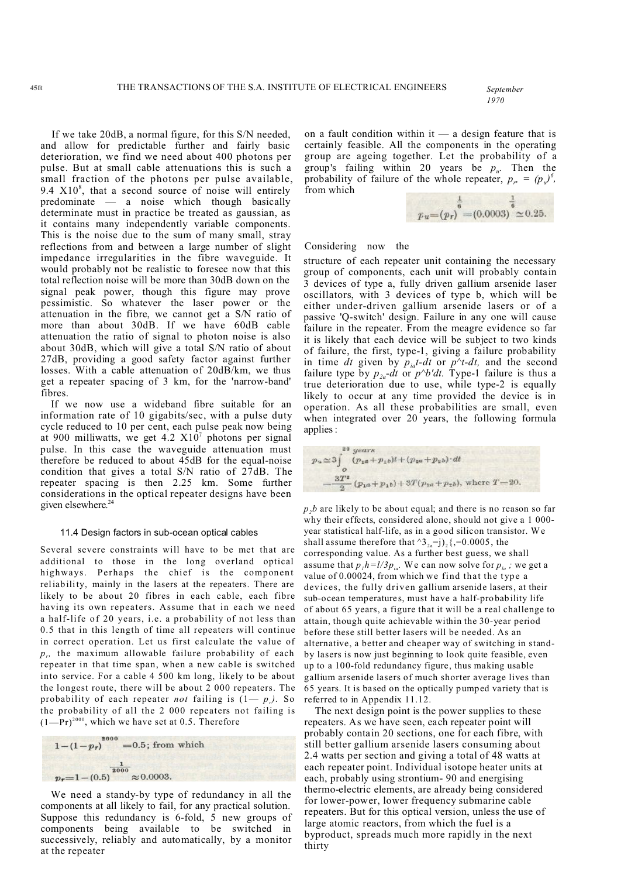If we take 20dB, a normal figure, for this S/N needed, and allow for predictable further and fairly basic deterioration, we find we need about 400 photons per pulse. But at small cable attenuations this is such a small fraction of the photons per pulse available, 9.4 X10[8], that a second source of noise will entirely predominate — a noise which though basically determinate must in practice be treated as gaussian, as it contains many independently variable components. This is the noise due to the sum of many small, stray reflections from and between a large number of slight impedance irregularities in the fibre waveguide. It would probably not be realistic to foresee now that this total reflection noise will be more than 30dB down on the signal peak power, though this figure may prove pessimistic. So whatever the laser power or the attenuation in the fibre, we cannot get a S/N ratio of more than about 30dB. If we have 60dB cable attenuation the ratio of signal to photon noise is also about 30dB, which will give a total S/N ratio of about 27dB, providing a good safety factor against further losses. With a cable attenuation of 20dB/km, we thus get a repeater spacing of 3 km, for the 'narrow-band' fibres.

If we now use a wideband fibre suitable for an information rate of 10 gigabits/sec, with a pulse duty cycle reduced to 10 per cent, each pulse peak now being at 900 milliwatts, we get 4.2 X10[7] photons per signal pulse. In this case the waveguide attenuation must therefore be reduced to about 45dB for the equal-noise condition that gives a total S/N ratio of 27dB. The repeater spacing is then 2.25 km. Some further considerations in the optical repeater designs have been given elsewhere.[24]

### 11.4 Design factors in sub-ocean optical cables

Several severe constraints will have to be met that are additional to those in the long overland optical highways. Perhaps the chief is the component reliability, mainly in the lasers at the repeaters. There are likely to be about 20 fibres in each cable, each fibre having its own repeaters. Assume that in each we need a half-life of 20 years, i.e. a probability of not less than 0.5 that in this length of time all repeaters will continue in correct operation. Let us first calculate the value of $p_r$, the maximum allowable failure probability of each repeater in that time span, when a new cable is switched into service. For a cable 4 500 km long, likely to be about the longest route, there will be about 2 000 repeaters. The probability of each repeater *not* failing is $(1-p_r)$. So the probability of all the 2 000 repeaters not failing is $(1-p_r)^{2000}$, which we have set at 0.5. Therefore

$$1-(1-p_r)^{2000}=0.5; \text{ from which}$$

$$p_r=1-(0.5)^{\frac{1}{2000}}\approx 0.0003.$$

We need a standy-by type of redundancy in all the components at all likely to fail, for any practical solution. Suppose this redundancy is 6-fold, 5 new groups of components being available to be switched in successively, reliably and automatically, by a monitor at the repeater on a fault condition within it — a design feature that is certainly feasible. All the components in the operating group are ageing together. Let the probability of a group's failing within 20 years be $p_u$. Then the probability of failure of the whole repeater, $p_r = (p_u)^6$, from which

$$p_u=(p_r)^{\frac{1}{6}}=(0.0003)^{\frac{1}{6}}\simeq 0.25.$$

Considering now the structure of each repeater unit containing the necessary group of components, each unit will probably contain 3 devices of type a, fully driven gallium arsenide laser oscillators, with 3 devices of type b, which will be either under-driven gallium arsenide lasers or of a passive 'Q-switch' design. Failure in any one will cause failure in the repeater. From the meagre evidence so far it is likely that each device will be subject to two kinds of failure, the first, type-1, giving a failure probability in time $dt$ given by $p_{1a}t\cdot dt$ or $p_{1b}t\cdot dt$, and the second failure type by $p_{2a}\cdot dt$ or $p_{2b}\cdot dt$. Type-1 failure is thus a true deterioration due to use, while type-2 is equally likely to occur at any time provided the device is in operation. As all these probabilities are small, even when integrated over 20 years, the following formula applies:

$$p_u\simeq 3\int_0^{20\ years}(p_{1a}+p_{1b})t+(p_{2a}+p_{2b})\cdot dt$$

$$=\frac{3T^2}{2}(p_{1a}+p_{1b})+3T(p_{2a}+p_{2b}),\ \text{where } T=20.$$

$p_{2}b$ are likely to be about equal; and there is no reason so far why their effects, considered alone, should not give a 1 000-year statistical half-life, as in a good silicon transistor. We shall assume therefore that $p_{2a}=p_{2b}=0.0005$, the corresponding value. As a further best guess, we shall assume that $p_{1b}=1/3p_{1a}$. We can now solve for $p_{1a}$; we get a value of 0.00024, from which we find that the type a devices, the fully driven gallium arsenide lasers, at their sub-ocean temperatures, must have a half-probability life of about 65 years, a figure that it will be a real challenge to attain, though quite achievable within the 30-year period before these still better lasers will be needed. As an alternative, a better and cheaper way of switching in stand-by lasers is now just beginning to look quite feasible, even up to a 100-fold redundancy figure, thus making usable gallium arsenide lasers of much shorter average lives than 65 years. It is based on the optically pumped variety that is referred to in Appendix 11.12.

The next design point is the power supplies to these repeaters. As we have seen, each repeater point will probably contain 20 sections, one for each fibre, with still better gallium arsenide lasers consuming about 2.4 watts per section and giving a total of 48 watts at each repeater point. Individual isotope heater units at each, probably using strontium- 90 and energising thermo-electric elements, are already being considered for lower-power, lower frequency submarine cable repeaters. But for this optical version, unless the use of large atomic reactors, from which the fuel is a byproduct, spreads much more rapidly in the next thirty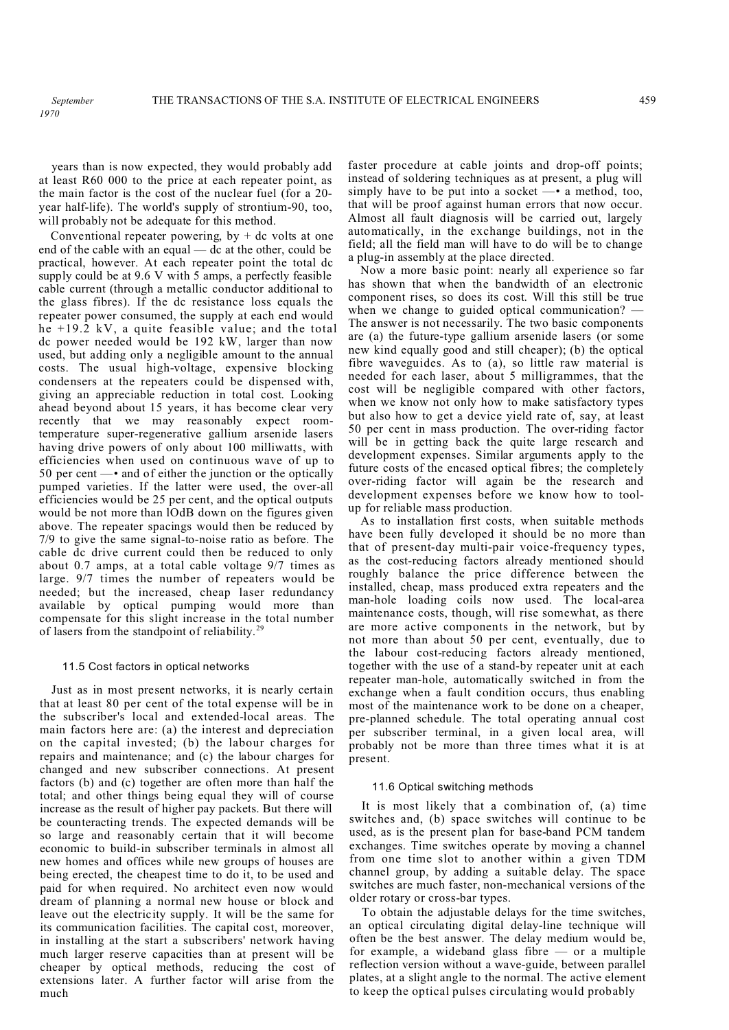years than is now expected, they would probably add at least R60 000 to the price at each repeater point, as the main factor is the cost of the nuclear fuel (for a 20-year half-life). The world's supply of strontium-90, too, will probably not be adequate for this method.

Conventional repeater powering, by + dc volts at one end of the cable with an equal — dc at the other, could be practical, however. At each repeater point the total dc supply could be at 9.6 V with 5 amps, a perfectly feasible cable current (through a metallic conductor additional to the glass fibres). If the dc resistance loss equals the repeater power consumed, the supply at each end would he +19.2 kV, a quite feasible value; and the total dc power needed would be 192 kW, larger than now used, but adding only a negligible amount to the annual costs. The usual high-voltage, expensive blocking condensers at the repeaters could be dispensed with, giving an appreciable reduction in total cost. Looking ahead beyond about 15 years, it has become clear very recently that we may reasonably expect room-temperature super-regenerative gallium arsenide lasers having drive powers of only about 100 milliwatts, with efficiencies when used on continuous wave of up to 50 per cent —• and of either the junction or the optically pumped varieties. If the latter were used, the over-all efficiencies would be 25 per cent, and the optical outputs would be not more than lOdB down on the figures given above. The repeater spacings would then be reduced by 7/9 to give the same signal-to-noise ratio as before. The cable dc drive current could then be reduced to only about 0.7 amps, at a total cable voltage 9/7 times as large. 9/7 times the number of repeaters would be needed; but the increased, cheap laser redundancy available by optical pumping would more than compensate for this slight increase in the total number of lasers from the standpoint of reliability.[29]

### 11.5 Cost factors in optical networks

Just as in most present networks, it is nearly certain that at least 80 per cent of the total expense will be in the subscriber's local and extended-local areas. The main factors here are: (a) the interest and depreciation on the capital invested; (b) the labour charges for repairs and maintenance; and (c) the labour charges for changed and new subscriber connections. At present factors (b) and (c) together are often more than half the total; and other things being equal they will of course increase as the result of higher pay packets. But there will be counteracting trends. The expected demands will be so large and reasonably certain that it will become economic to build-in subscriber terminals in almost all new homes and offices while new groups of houses are being erected, the cheapest time to do it, to be used and paid for when required. No architect even now would dream of planning a normal new house or block and leave out the electricity supply. It will be the same for its communication facilities. The capital cost, moreover, in installing at the start a subscribers' network having much larger reserve capacities than at present will be cheaper by optical methods, reducing the cost of extensions later. A further factor will arise from the much faster procedure at cable joints and drop-off points; instead of soldering techniques as at present, a plug will simply have to be put into a socket —• a method, too, that will be proof against human errors that now occur. Almost all fault diagnosis will be carried out, largely automatically, in the exchange buildings, not in the field; all the field man will have to do will be to change a plug-in assembly at the place directed.

Now a more basic point: nearly all experience so far has shown that when the bandwidth of an electronic component rises, so does its cost. Will this still be true when we change to guided optical communication? — The answer is not necessarily. The two basic components are (a) the future-type gallium arsenide lasers (or some new kind equally good and still cheaper); (b) the optical fibre waveguides. As to (a), so little raw material is needed for each laser, about 5 milligrammes, that the cost will be negligible compared with other factors, when we know not only how to make satisfactory types but also how to get a device yield rate of, say, at least 50 per cent in mass production. The over-riding factor will be in getting back the quite large research and development expenses. Similar arguments apply to the future costs of the encased optical fibres; the completely over-riding factor will again be the research and development expenses before we know how to tool-up for reliable mass production.

As to installation first costs, when suitable methods have been fully developed it should be no more than that of present-day multi-pair voice-frequency types, as the cost-reducing factors already mentioned should roughly balance the price difference between the installed, cheap, mass produced extra repeaters and the man-hole loading coils now used. The local-area maintenance costs, though, will rise somewhat, as there are more active components in the network, but by not more than about 50 per cent, eventually, due to the labour cost-reducing factors already mentioned, together with the use of a stand-by repeater unit at each repeater man-hole, automatically switched in from the exchange when a fault condition occurs, thus enabling most of the maintenance work to be done on a cheaper, pre-planned schedule. The total operating annual cost per subscriber terminal, in a given local area, will probably not be more than three times what it is at present.

### 11.6 Optical switching methods

It is most likely that a combination of, (a) time switches and, (b) space switches will continue to be used, as is the present plan for base-band PCM tandem exchanges. Time switches operate by moving a channel from one time slot to another within a given TDM channel group, by adding a suitable delay. The space switches are much faster, non-mechanical versions of the older rotary or cross-bar types.

To obtain the adjustable delays for the time switches, an optical circulating digital delay-line technique will often be the best answer. The delay medium would be, for example, a wideband glass fibre — or a multiple reflection version without a wave-guide, between parallel plates, at a slight angle to the normal. The active element to keep the optical pulses circulating would probably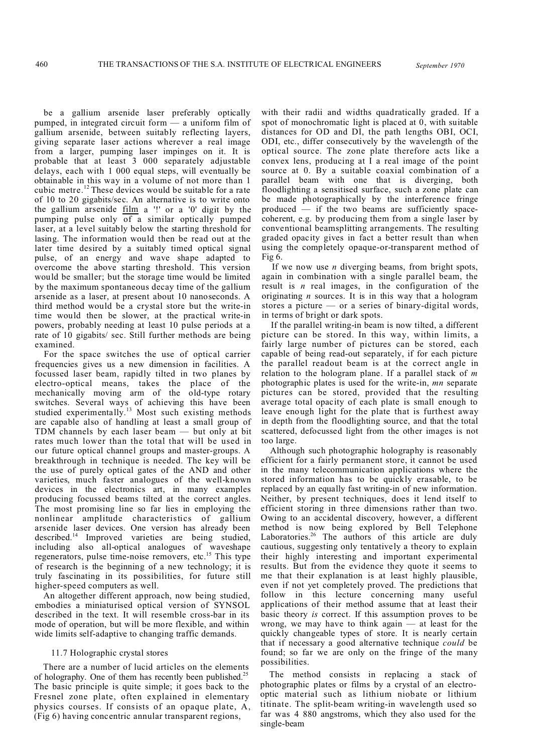be a gallium arsenide laser preferably optically pumped, in integrated circuit form — a uniform film of gallium arsenide, between suitably reflecting layers, giving separate laser actions wherever a real image from a larger, pumping laser impinges on it. It is probable that at least 3 000 separately adjustable delays, each with 1 000 equal steps, will eventually be obtainable in this way in a volume of not more than 1 cubic metre.[12] These devices would be suitable for a rate of 10 to 20 gigabits/sec. An alternative is to write onto the gallium arsenide film a '!' or a '0' digit by the pumping pulse only of a similar optically pumped laser, at a level suitably below the starting threshold for lasing. The information would then be read out at the later time desired by a suitably timed optical signal pulse, of an energy and wave shape adapted to overcome the above starting threshold. This version would be smaller; but the storage time would be limited by the maximum spontaneous decay time of the gallium arsenide as a laser, at present about 10 nanoseconds. A third method would be a crystal store but the write-in time would then be slower, at the practical write-in powers, probably needing at least 10 pulse periods at a rate of 10 gigabits/ sec. Still further methods are being examined.

For the space switches the use of optical carrier frequencies gives us a new dimension in facilities. A focussed laser beam, rapidly tilted in two planes by electro-optical means, takes the place of the mechanically moving arm of the old-type rotary switches. Several ways of achieving this have been studied experimentally.[13] Most such existing methods are capable also of handling at least a small group of TDM channels by each laser beam — but only at bit rates much lower than the total that will be used in our future optical channel groups and master-groups. A breakthrough in technique is needed. The key will be the use of purely optical gates of the AND and other varieties, much faster analogues of the well-known devices in the electronics art, in many examples producing focussed beams tilted at the correct angles. The most promising line so far lies in employing the nonlinear amplitude characteristics of gallium arsenide laser devices. One version has already been described.[14] Improved varieties are being studied, including also all-optical analogues of waveshape regenerators, pulse time-noise removers, etc.[15] This type of research is the beginning of a new technology; it is truly fascinating in its possibilities, for future still higher-speed computers as well.

An altogether different approach, now being studied, embodies a miniaturised optical version of SYNSOL described in the text. It will resemble cross-bar in its mode of operation, but will be more flexible, and within wide limits self-adaptive to changing traffic demands.

### 11.7 Holographic crystal stores

There are a number of lucid articles on the elements of holography. One of them has recently been published.[25] The basic principle is quite simple; it goes back to the Fresnel zone plate, often explained in elementary physics courses. If consists of an opaque plate, A, (Fig 6) having concentric annular transparent regions, with their radii and widths quadratically graded. If a spot of monochromatic light is placed at 0, with suitable distances for OD and DI, the path lengths OBI, OCI, ODI, etc., differ consecutively by the wavelength of the optical source. The zone plate therefore acts like a convex lens, producing at I a real image of the point source at 0. By a suitable coaxial combination of a parallel beam with one that is diverging, both floodlighting a sensitised surface, such a zone plate can be made photographically by the interference fringe produced — if the two beams are sufficiently space-coherent, e.g. by producing them from a single laser by conventional beamsplitting arrangements. The resulting graded opacity gives in fact a better result than when using the completely opaque-or-transparent method of Fig 6.

If we now use $n$ diverging beams, from bright spots, again in combination with a single parallel beam, the result is $n$ real images, in the configuration of the originating $n$ sources. It is in this way that a hologram stores a picture — or a series of binary-digital words, in terms of bright or dark spots.

If the parallel writing-in beam is now tilted, a different picture can be stored. In this way, within limits, a fairly large number of pictures can be stored, each capable of being read-out separately, if for each picture the parallel readout beam is at the correct angle in relation to the hologram plane. If a parallel stack of $m$ photographic plates is used for the write-in, $mn$ separate pictures can be stored, provided that the resulting average total opacity of each plate is small enough to leave enough light for the plate that is furthest away in depth from the floodlighting source, and that the total scattered, defocussed light from the other images is not too large.

Although such photographic holography is reasonably efficient for a fairly permanent store, it cannot be used in the many telecommunication applications where the stored information has to be quickly erasable, to be replaced by an equally fast writing-in of new information. Neither, by present techniques, does it lend itself to efficient storing in three dimensions rather than two. Owing to an accidental discovery, however, a different method is now being explored by Bell Telephone Laboratories.[26] The authors of this article are duly cautious, suggesting only tentatively a theory to explain their highly interesting and important experimental results. But from the evidence they quote it seems to me that their explanation is at least highly plausible, even if not yet completely proved. The predictions that follow in this lecture concerning many useful applications of their method assume that at least their basic theory *is* correct. If this assumption proves to be wrong, we may have to think again — at least for the quickly changeable types of store. It is nearly certain that if necessary a good alternative technique *could* be found; so far we are only on the fringe of the many possibilities.

The method consists in replacing a stack of photographic plates or films by a crystal of an electro-optic material such as lithium niobate or lithium titinate. The split-beam writing-in wavelength used so far was 4 880 angstroms, which they also used for the single-beam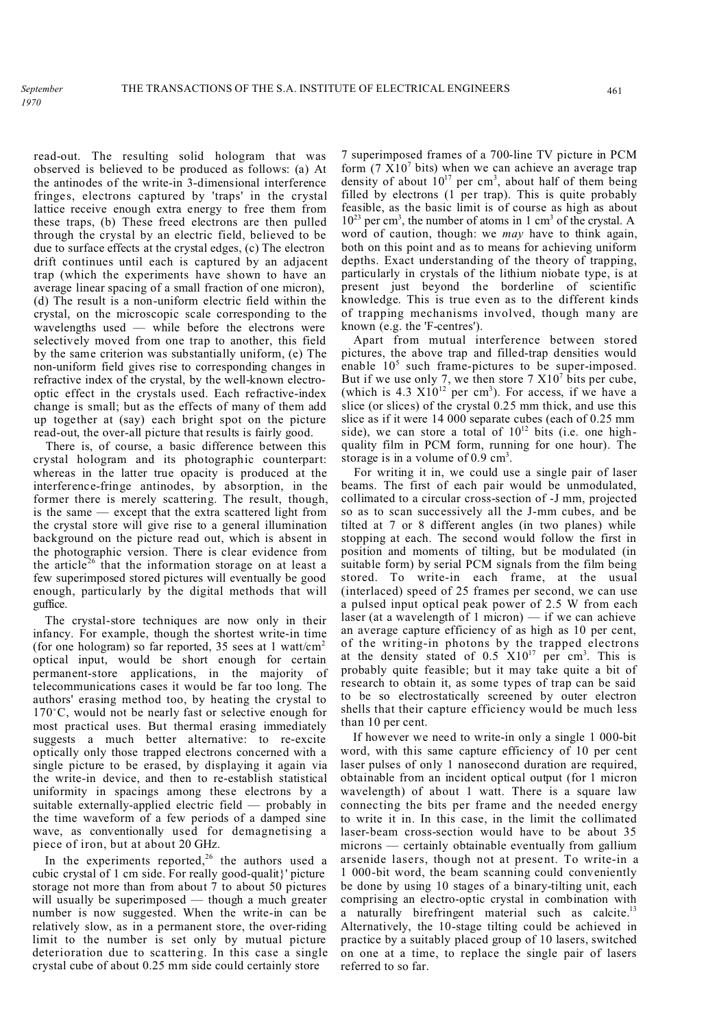read-out. The resulting solid hologram that was observed is believed to be produced as follows: (a) At the antinodes of the write-in 3-dimensional interference fringes, electrons captured by 'traps' in the crystal lattice receive enough extra energy to free them from these traps, (b) These freed electrons are then pulled through the crystal by an electric field, believed to be due to surface effects at the crystal edges, (c) The electron drift continues until each is captured by an adjacent trap (which the experiments have shown to have an average linear spacing of a small fraction of one micron), (d) The result is a non-uniform electric field within the crystal, on the microscopic scale corresponding to the wavelengths used — while before the electrons were selectively moved from one trap to another, this field by the same criterion was substantially uniform, (e) The non-uniform field gives rise to corresponding changes in refractive index of the crystal, by the well-known electro-optic effect in the crystals used. Each refractive-index change is small; but as the effects of many of them add up together at (say) each bright spot on the picture read-out, the over-all picture that results is fairly good.

There is, of course, a basic difference between this crystal hologram and its photographic counterpart: whereas in the latter true opacity is produced at the interference-fringe antinodes, by absorption, in the former there is merely scattering. The result, though, is the same — except that the extra scattered light from the crystal store will give rise to a general illumination background on the picture read out, which is absent in the photographic version. There is clear evidence from the article[26] that the information storage on at least a few superimposed stored pictures will eventually be good enough, particularly by the digital methods that will guffice.

The crystal-store techniques are now only in their infancy. For example, though the shortest write-in time (for one hologram) so far reported, 35 sees at 1 watt/cm$^2$ optical input, would be short enough for certain permanent-store applications, in the majority of telecommunications cases it would be far too long. The authors' erasing method too, by heating the crystal to 170°C, would not be nearly fast or selective enough for most practical uses. But thermal erasing immediately suggests a much better alternative: to re-excite optically only those trapped electrons concerned with a single picture to be erased, by displaying it again via the write-in device, and then to re-establish statistical uniformity in spacings among these electrons by a suitable externally-applied electric field — probably in the time waveform of a few periods of a damped sine wave, as conventionally used for demagnetising a piece of iron, but at about 20 GHz.

In the experiments reported,[26] the authors used a cubic crystal of 1 cm side. For really good-qualit}' picture storage not more than from about 7 to about 50 pictures will usually be superimposed — though a much greater number is now suggested. When the write-in can be relatively slow, as in a permanent store, the over-riding limit to the number is set only by mutual picture deterioration due to scattering. In this case a single crystal cube of about 0.25 mm side could certainly store 7 superimposed frames of a 700-line TV picture in PCM form (7 X$10^7$ bits) when we can achieve an average trap density of about $10^{17}$ per cm$^3$, about half of them being filled by electrons (1 per trap). This is quite probably feasible, as the basic limit is of course as high as about $10^{23}$ per cm$^3$, the number of atoms in 1 cm$^3$ of the crystal. A word of caution, though: we *may* have to think again, both on this point and as to means for achieving uniform depths. Exact understanding of the theory of trapping, particularly in crystals of the lithium niobate type, is at present just beyond the borderline of scientific knowledge. This is true even as to the different kinds of trapping mechanisms involved, though many are known (e.g. the 'F-centres').

Apart from mutual interference between stored pictures, the above trap and filled-trap densities would enable $10^5$ such frame-pictures to be super-imposed. But if we use only 7, we then store 7 X$10^7$ bits per cube, (which is 4.3 X$10^{12}$ per cm$^3$). For access, if we have a slice (or slices) of the crystal 0.25 mm thick, and use this slice as if it were 14 000 separate cubes (each of 0.25 mm side), we can store a total of $10^{12}$ bits (i.e. one high-quality film in PCM form, running for one hour). The storage is in a volume of 0.9 cm$^3$.

For writing it in, we could use a single pair of laser beams. The first of each pair would be unmodulated, collimated to a circular cross-section of -J mm, projected so as to scan successively all the J-mm cubes, and be tilted at 7 or 8 different angles (in two planes) while stopping at each. The second would follow the first in position and moments of tilting, but be modulated (in suitable form) by serial PCM signals from the film being stored. To write-in each frame, at the usual (interlaced) speed of 25 frames per second, we can use a pulsed input optical peak power of 2.5 W from each laser (at a wavelength of 1 micron) — if we can achieve an average capture efficiency of as high as 10 per cent, of the writing-in photons by the trapped electrons at the density stated of 0.5 X$10^{17}$ per cm$^3$. This is probably quite feasible; but it may take quite a bit of research to obtain it, as some types of trap can be said to be so electrostatically screened by outer electron shells that their capture efficiency would be much less than 10 per cent.

If however we need to write-in only a single 1 000-bit word, with this same capture efficiency of 10 per cent laser pulses of only 1 nanosecond duration are required, obtainable from an incident optical output (for 1 micron wavelength) of about 1 watt. There is a square law connecting the bits per frame and the needed energy to write it in. In this case, in the limit the collimated laser-beam cross-section would have to be about 35 microns — certainly obtainable eventually from gallium arsenide lasers, though not at present. To write-in a 1 000-bit word, the beam scanning could conveniently be done by using 10 stages of a binary-tilting unit, each comprising an electro-optic crystal in combination with a naturally birefringent material such as calcite.[13] Alternatively, the 10-stage tilting could be achieved in practice by a suitably placed group of 10 lasers, switched on one at a time, to replace the single pair of lasers referred to so far.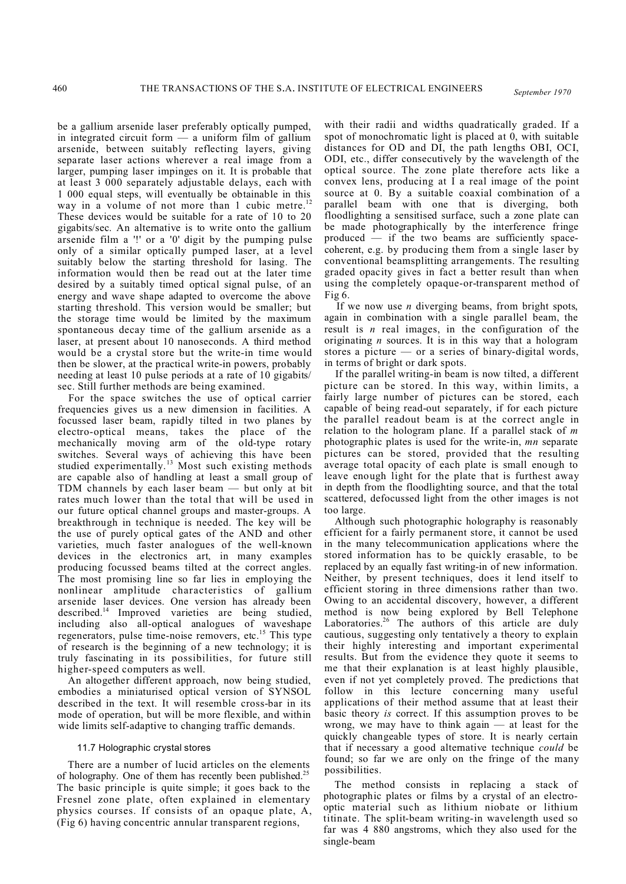be a gallium arsenide laser preferably optically pumped, in integrated circuit form — a uniform film of gallium arsenide, between suitably reflecting layers, giving separate laser actions wherever a real image from a larger, pumping laser impinges on it. It is probable that at least 3 000 separately adjustable delays, each with 1 000 equal steps, will eventually be obtainable in this way in a volume of not more than 1 cubic metre.[12] These devices would be suitable for a rate of 10 to 20 gigabits/sec. An alternative is to write onto the gallium arsenide film a '!' or a '0' digit by the pumping pulse only of a similar optically pumped laser, at a level suitably below the starting threshold for lasing. The information would then be read out at the later time desired by a suitably timed optical signal pulse, of an energy and wave shape adapted to overcome the above starting threshold. This version would be smaller; but the storage time would be limited by the maximum spontaneous decay time of the gallium arsenide as a laser, at present about 10 nanoseconds. A third method would be a crystal store but the write-in time would then be slower, at the practical write-in powers, probably needing at least 10 pulse periods at a rate of 10 gigabits/sec. Still further methods are being examined.

For the space switches the use of optical carrier frequencies gives us a new dimension in facilities. A focussed laser beam, rapidly tilted in two planes by electro-optical means, takes the place of the mechanically moving arm of the old-type rotary switches. Several ways of achieving this have been studied experimentally.[13] Most such existing methods are capable also of handling at least a small group of TDM channels by each laser beam — but only at bit rates much lower than the total that will be used in our future optical channel groups and master-groups. A breakthrough in technique is needed. The key will be the use of purely optical gates of the AND and other varieties, much faster analogues of the well-known devices in the electronics art, in many examples producing focussed beams tilted at the correct angles. The most promising line so far lies in employing the nonlinear amplitude characteristics of gallium arsenide laser devices. One version has already been described.[14] Improved varieties are being studied, including also all-optical analogues of waveshape regenerators, pulse time-noise removers, etc.[15] This type of research is the beginning of a new technology; it is truly fascinating in its possibilities, for future still higher-speed computers as well.

An altogether different approach, now being studied, embodies a miniaturised optical version of SYNSOL described in the text. It will resemble cross-bar in its mode of operation, but will be more flexible, and within wide limits self-adaptive to changing traffic demands.

### 11.7 Holographic crystal stores

There are a number of lucid articles on the elements of holography. One of them has recently been published.[25] The basic principle is quite simple; it goes back to the Fresnel zone plate, often explained in elementary physics courses. It consists of an opaque plate, A, (Fig 6) having concentric annular transparent regions, with their radii and widths quadratically graded. If a spot of monochromatic light is placed at 0, with suitable distances for OD and DI, the path lengths OBI, OCI, ODI, etc., differ consecutively by the wavelength of the optical source. The zone plate therefore acts like a convex lens, producing at I a real image of the point source at 0. By a suitable coaxial combination of a parallel beam with one that is diverging, both floodlighting a sensitised surface, such a zone plate can be made photographically by the interference fringe produced — if the two beams are sufficiently space-coherent, e.g. by producing them from a single laser by conventional beamsplitting arrangements. The resulting graded opacity gives in fact a better result than when using the completely opaque-or-transparent method of Fig 6.

If we now use *n* diverging beams, from bright spots, again in combination with a single parallel beam, the result is *n* real images, in the configuration of the originating *n* sources. It is in this way that a hologram stores a picture — or a series of binary-digital words, in terms of bright or dark spots.

If the parallel writing-in beam is now tilted, a different picture can be stored. In this way, within limits, a fairly large number of pictures can be stored, each capable of being read-out separately, if for each picture the parallel readout beam is at the correct angle in relation to the hologram plane. If a parallel stack of *m* photographic plates is used for the write-in, *mn* separate pictures can be stored, provided that the resulting average total opacity of each plate is small enough to leave enough light for the plate that is furthest away in depth from the floodlighting source, and that the total scattered, defocussed light from the other images is not too large.

Although such photographic holography is reasonably efficient for a fairly permanent store, it cannot be used in the many telecommunication applications where the stored information has to be quickly erasable, to be replaced by an equally fast writing-in of new information. Neither, by present techniques, does it lend itself to efficient storing in three dimensions rather than two. Owing to an accidental discovery, however, a different method is now being explored by Bell Telephone Laboratories.[26] The authors of this article are duly cautious, suggesting only tentatively a theory to explain their highly interesting and important experimental results. But from the evidence they quote it seems to me that their explanation is at least highly plausible, even if not yet completely proved. The predictions that follow in this lecture concerning many useful applications of their method assume that at least their basic theory *is* correct. If this assumption proves to be wrong, we may have to think again — at least for the quickly changeable types of store. It is nearly certain that if necessary a good alternative technique *could* be found; so far we are only on the fringe of the many possibilities.

The method consists in replacing a stack of photographic plates or films by a crystal of an electro-optic material such as lithium niobate or lithium titinate. The split-beam writing-in wavelength used so far was 4 880 angstroms, which they also used for the single-beam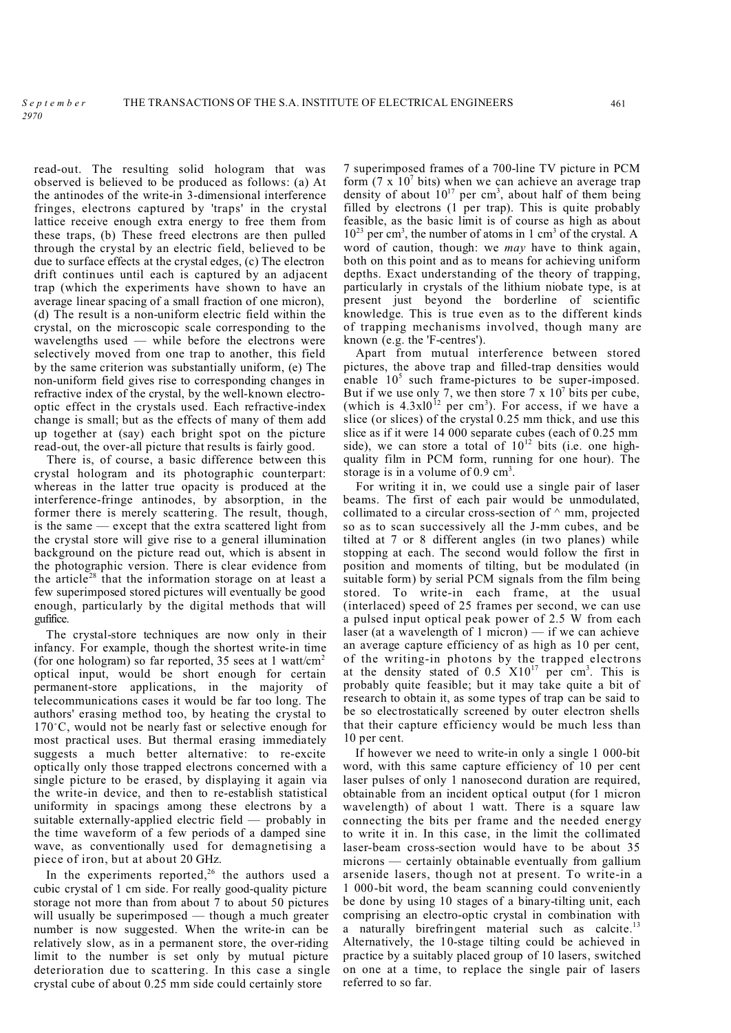read-out. The resulting solid hologram that was observed is believed to be produced as follows: (a) At the antinodes of the write-in 3-dimensional interference fringes, electrons captured by 'traps' in the crystal lattice receive enough extra energy to free them from these traps, (b) These freed electrons are then pulled through the crystal by an electric field, believed to be due to surface effects at the crystal edges, (c) The electron drift continues until each is captured by an adjacent trap (which the experiments have shown to have an average linear spacing of a small fraction of one micron), (d) The result is a non-uniform electric field within the crystal, on the microscopic scale corresponding to the wavelengths used — while before the electrons were selectively moved from one trap to another, this field by the same criterion was substantially uniform, (e) The non-uniform field gives rise to corresponding changes in refractive index of the crystal, by the well-known electro-optic effect in the crystals used. Each refractive-index change is small; but as the effects of many of them add up together at (say) each bright spot on the picture read-out, the over-all picture that results is fairly good.

There is, of course, a basic difference between this crystal hologram and its photographic counterpart: whereas in the latter true opacity is produced at the interference-fringe antinodes, by absorption, in the former there is merely scattering. The result, though, is the same — except that the extra scattered light from the crystal store will give rise to a general illumination background on the picture read out, which is absent in the photographic version. There is clear evidence from the article[28] that the information storage on at least a few superimposed stored pictures will eventually be good enough, particularly by the digital methods that will guffice.

The crystal-store techniques are now only in their infancy. For example, though the shortest write-in time (for one hologram) so far reported, 35 sees at 1 watt/cm$^2$ optical input, would be short enough for certain permanent-store applications, in the majority of telecommunications cases it would be far too long. The authors' erasing method too, by heating the crystal to 170°C, would not be nearly fast or selective enough for most practical uses. But thermal erasing immediately suggests a much better alternative: to re-excite optically only those trapped electrons concerned with a single picture to be erased, by displaying it again via the write-in device, and then to re-establish statistical uniformity in spacings among these electrons by a suitable externally-applied electric field — probably in the time waveform of a few periods of a damped sine wave, as conventionally used for demagnetising a piece of iron, but at about 20 GHz.

In the experiments reported,[26] the authors used a cubic crystal of 1 cm side. For really good-quality picture storage not more than from about 7 to about 50 pictures will usually be superimposed — though a much greater number is now suggested. When the write-in can be relatively slow, as in a permanent store, the over-riding limit to the number is set only by mutual picture deterioration due to scattering. In this case a single crystal cube of about 0.25 mm side could certainly store 7 superimposed frames of a 700-line TV picture in PCM form ($7 \times 10^7$ bits) when we can achieve an average trap density of about $10^{17}$ per cm$^3$, about half of them being filled by electrons (1 per trap). This is quite probably feasible, as the basic limit is of course as high as about $10^{23}$ per cm$^3$, the number of atoms in 1 cm$^3$ of the crystal. A word of caution, though: we *may* have to think again, both on this point and as to means for achieving uniform depths. Exact understanding of the theory of trapping, particularly in crystals of the lithium niobate type, is at present just beyond the borderline of scientific knowledge. This is true even as to the different kinds of trapping mechanisms involved, though many are known (e.g. the 'F-centres').

Apart from mutual interference between stored pictures, the above trap and filled-trap densities would enable $10^5$ such frame-pictures to be super-imposed. But if we use only 7, we then store $7 \times 10^7$ bits per cube, (which is $4.3 \times 10^{12}$ per cm$^3$). For access, if we have a slice (or slices) of the crystal 0.25 mm thick, and use this slice as if it were 14 000 separate cubes (each of 0.25 mm side), we can store a total of $10^{12}$ bits (i.e. one high-quality film in PCM form, running for one hour). The storage is in a volume of 0.9 cm$^3$.

For writing it in, we could use a single pair of laser beams. The first of each pair would be unmodulated, collimated to a circular cross-section of ^ mm, projected so as to scan successively all the J-mm cubes, and be tilted at 7 or 8 different angles (in two planes) while stopping at each. The second would follow the first in position and moments of tilting, but be modulated (in suitable form) by serial PCM signals from the film being stored. To write-in each frame, at the usual (interlaced) speed of 25 frames per second, we can use a pulsed input optical peak power of 2.5 W from each laser (at a wavelength of 1 micron) — if we can achieve an average capture efficiency of as high as 10 per cent, of the writing-in photons by the trapped electrons at the density stated of $0.5 \times 10^{17}$ per cm$^3$. This is probably quite feasible; but it may take quite a bit of research to obtain it, as some types of trap can be said to be so electrostatically screened by outer electron shells that their capture efficiency would be much less than 10 per cent.

If however we need to write-in only a single 1 000-bit word, with this same capture efficiency of 10 per cent laser pulses of only 1 nanosecond duration are required, obtainable from an incident optical output (for 1 micron wavelength) of about 1 watt. There is a square law connecting the bits per frame and the needed energy to write it in. In this case, in the limit the collimated laser-beam cross-section would have to be about 35 microns — certainly obtainable eventually from gallium arsenide lasers, though not at present. To write-in a 1 000-bit word, the beam scanning could conveniently be done by using 10 stages of a binary-tilting unit, each comprising an electro-optic crystal in combination with a naturally birefringent material such as calcite.[13] Alternatively, the 10-stage tilting could be achieved in practice by a suitably placed group of 10 lasers, switched on one at a time, to replace the single pair of lasers referred to so far.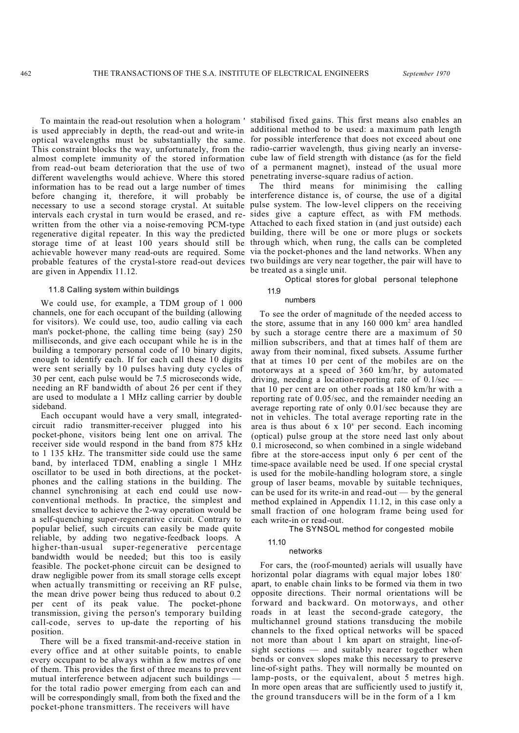To maintain the read-out resolution when a hologram ' is used appreciably in depth, the read-out and write-in optical wavelengths must be substantially the same. This constraint blocks the way, unfortunately, from the almost complete immunity of the stored information from read-out beam deterioration that the use of two different wavelengths would achieve. Where this stored information has to be read out a large number of times before changing it, therefore, it will probably be necessary to use a second storage crystal. At suitable intervals each crystal in turn would be erased, and re-written from the other via a noise-removing PCM-type regenerative digital repeater. In this way the predicted storage time of at least 100 years should still be achievable however many read-outs are required. Some probable features of the crystal-store read-out devices are given in Appendix 11.12.

### 11.8 Calling system within buildings

We could use, for example, a TDM group of 1 000 channels, one for each occupant of the building (allowing for visitors). We could use, too, audio calling via each man's pocket-phone, the calling time being (say) 250 milliseconds, and give each occupant while he is in the building a temporary personal code of 10 binary digits, enough to identify each. If for each call these 10 digits were sent serially by 10 pulses having duty cycles of 30 per cent, each pulse would be 7.5 microseconds wide, needing an RF bandwidth of about 26 per cent if they are used to modulate a 1 MHz calling carrier by double sideband.

Each occupant would have a very small, integrated-circuit radio transmitter-receiver plugged into his pocket-phone, visitors being lent one on arrival. The receiver side would respond in the band from 875 kHz to 1 135 kHz. The transmitter side could use the same band, by interlaced TDM, enabling a single 1 MHz oscillator to be used in both directions, at the pocket-phones and the calling stations in the building. The channel synchronising at each end could use now-conventional methods. In practice, the simplest and smallest device to achieve the 2-way operation would be a self-quenching super-regenerative circuit. Contrary to popular belief, such circuits can easily be made quite reliable, by adding two negative-feedback loops. A higher-than-usual super-regenerative percentage bandwidth would be needed; but this too is easily feasible. The pocket-phone circuit can be designed to draw negligible power from its small storage cells except when actually transmitting or receiving an RF pulse, the mean drive power being thus reduced to about 0.2 per cent of its peak value. The pocket-phone transmission, giving the person's temporary building call-code, serves to up-date the reporting of his position.

There will be a fixed transmit-and-receive station in every office and at other suitable points, to enable every occupant to be always within a few metres of one of them. This provides the first of three means to prevent mutual interference between adjacent such buildings — for the total radio power emerging from each can and will be correspondingly small, from both the fixed and the pocket-phone transmitters. The receivers will have stabilised fixed gains. This first means also enables an additional method to be used: a maximum path length for possible interference that does not exceed about one radio-carrier wavelength, thus giving nearly an inverse-cube law of field strength with distance (as for the field of a permanent magnet), instead of the usual more penetrating inverse-square radius of action.

The third means for minimising the calling interference distance is, of course, the use of a digital pulse system. The low-level clippers on the receiving sides give a capture effect, as with FM methods. Attached to each fixed station in (and just outside) each building, there will be one or more plugs or sockets through which, when rung, the calls can be completed via the pocket-phones and the land networks. When any two buildings are very near together, the pair will have to be treated as a single unit.

### 11.9 Optical stores for global personal telephone numbers

To see the order of magnitude of the needed access to the store, assume that in any 160 000 km$^2$ area handled by such a storage centre there are a maximum of 50 million subscribers, and that at times half of them are away from their nominal, fixed subsets. Assume further that at times 10 per cent of the mobiles are on the motorways at a speed of 360 km/hr, by automated driving, needing a location-reporting rate of 0.1/sec — that 10 per cent are on other roads at 180 km/hr with a reporting rate of 0.05/sec, and the remainder needing an average reporting rate of only 0.01/sec because they are not in vehicles. The total average reporting rate in the area is thus about 6 x 10$^5$ per second. Each incoming (optical) pulse group at the store need last only about 0.1 microsecond, so when combined in a single wideband fibre at the store-access input only 6 per cent of the time-space available need be used. If one special crystal is used for the mobile-handling hologram store, a single group of laser beams, movable by suitable techniques, can be used for its write-in and read-out — by the general method explained in Appendix 11.12, in this case only a small fraction of one hologram frame being used for each write-in or read-out.

### 11.10 The SYNSOL method for congested mobile networks

For cars, the (roof-mounted) aerials will usually have horizontal polar diagrams with equal major lobes 180° apart, to enable chain links to be formed via them in two opposite directions. Their normal orientations will be forward and backward. On motorways, and other roads in at least the second-grade category, the multichannel ground stations transducing the mobile channels to the fixed optical networks will be spaced not more than about 1 km apart on straight, line-of-sight sections — and suitably nearer together when bends or convex slopes make this necessary to preserve line-of-sight paths. They will normally be mounted on lamp-posts, or the equivalent, about 5 metres high. In more open areas that are sufficiently used to justify it, the ground transducers will be in the form of a 1 km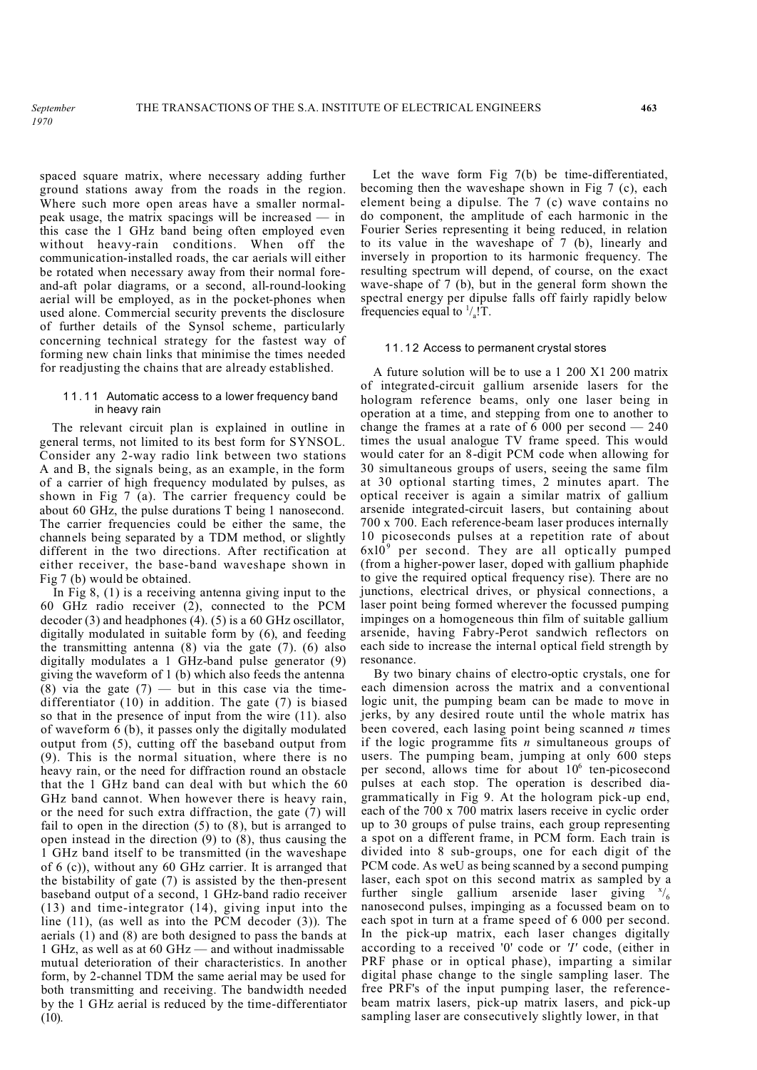spaced square matrix, where necessary adding further ground stations away from the roads in the region. Where such more open areas have a smaller normal-peak usage, the matrix spacings will be increased — in this case the 1 GHz band being often employed even without heavy-rain conditions. When off the communication-installed roads, the car aerials will either be rotated when necessary away from their normal fore-and-aft polar diagrams, or a second, all-round-looking aerial will be employed, as in the pocket-phones when used alone. Commercial security prevents the disclosure of further details of the Synsol scheme, particularly concerning technical strategy for the fastest way of forming new chain links that minimise the times needed for readjusting the chains that are already established.

### 11.11 Automatic access to a lower frequency band in heavy rain

The relevant circuit plan is explained in outline in general terms, not limited to its best form for SYNSOL. Consider any 2-way radio link between two stations A and B, the signals being, as an example, in the form of a carrier of high frequency modulated by pulses, as shown in Fig 7 (a). The carrier frequency could be about 60 GHz, the pulse durations T being 1 nanosecond. The carrier frequencies could be either the same, the channels being separated by a TDM method, or slightly different in the two directions. After rectification at either receiver, the base-band waveshape shown in Fig 7 (b) would be obtained.

In Fig 8, (1) is a receiving antenna giving input to the 60 GHz radio receiver (2), connected to the PCM decoder (3) and headphones (4). (5) is a 60 GHz oscillator, digitally modulated in suitable form by (6), and feeding the transmitting antenna (8) via the gate (7). (6) also digitally modulates a 1 GHz-band pulse generator (9) giving the waveform of 1 (b) which also feeds the antenna (8) via the gate (7) — but in this case via the time-differentiator (10) in addition. The gate (7) is biased so that in the presence of input from the wire (11). also of waveform 6 (b), it passes only the digitally modulated output from (5), cutting off the baseband output from (9). This is the normal situation, where there is no heavy rain, or the need for diffraction round an obstacle that the 1 GHz band can deal with but which the 60 GHz band cannot. When however there is heavy rain, or the need for such extra diffraction, the gate (7) will fail to open in the direction (5) to (8), but is arranged to open instead in the direction (9) to (8), thus causing the 1 GHz band itself to be transmitted (in the waveshape of 6 (c)), without any 60 GHz carrier. It is arranged that the bistability of gate (7) is assisted by the then-present baseband output of a second, 1 GHz-band radio receiver (13) and time-integrator (14), giving input into the line (11), (as well as into the PCM decoder (3)). The aerials (1) and (8) are both designed to pass the bands at 1 GHz, as well as at 60 GHz — and without inadmissable mutual deterioration of their characteristics. In another form, by 2-channel TDM the same aerial may be used for both transmitting and receiving. The bandwidth needed by the 1 GHz aerial is reduced by the time-differentiator (10).

Let the wave form Fig 7(b) be time-differentiated, becoming then the waveshape shown in Fig 7 (c), each element being a dipulse. The 7 (c) wave contains no do component, the amplitude of each harmonic in the Fourier Series representing it being reduced, in relation to its value in the waveshape of 7 (b), linearly and inversely in proportion to its harmonic frequency. The resulting spectrum will depend, of course, on the exact wave-shape of 7 (b), but in the general form shown the spectral energy per dipulse falls off fairly rapidly below frequencies equal to $^1/_a$!T.

### 11.12 Access to permanent crystal stores

A future solution will be to use a 1 200 X1 200 matrix of integrated-circuit gallium arsenide lasers for the hologram reference beams, only one laser being in operation at a time, and stepping from one to another to change the frames at a rate of 6 000 per second — 240 times the usual analogue TV frame speed. This would would cater for an 8-digit PCM code when allowing for 30 simultaneous groups of users, seeing the same film at 30 optional starting times, 2 minutes apart. The optical receiver is again a similar matrix of gallium arsenide integrated-circuit lasers, but containing about 700 x 700. Each reference-beam laser produces internally 10 picoseconds pulses at a repetition rate of about $6\times10^9$ per second. They are all optically pumped (from a higher-power laser, doped with gallium phaphide to give the required optical frequency rise). There are no junctions, electrical drives, or physical connections, a laser point being formed wherever the focussed pumping impinges on a homogeneous thin film of suitable gallium arsenide, having Fabry-Perot sandwich reflectors on each side to increase the internal optical field strength by resonance.

By two binary chains of electro-optic crystals, one for each dimension across the matrix and a conventional logic unit, the pumping beam can be made to move in jerks, by any desired route until the whole matrix has been covered, each lasing point being scanned *n* times if the logic programme fits *n* simultaneous groups of users. The pumping beam, jumping at only 600 steps per second, allows time for about $10^6$ ten-picosecond pulses at each stop. The operation is described diagrammatically in Fig 9. At the hologram pick-up end, each of the 700 x 700 matrix lasers receive in cyclic order up to 30 groups of pulse trains, each group representing a spot on a different frame, in PCM form. Each train is divided into 8 sub-groups, one for each digit of the PCM code. As weU as being scanned by a second pumping laser, each spot on this second matrix as sampled by a further single gallium arsenide laser giving $^x/_6$ nanosecond pulses, impinging as a focussed beam on to each spot in turn at a frame speed of 6 000 per second. In the pick-up matrix, each laser changes digitally according to a received '0' code or *'I'* code, (either in PRF phase or in optical phase), imparting a similar digital phase change to the single sampling laser. The free PRF's of the input pumping laser, the reference-beam matrix lasers, pick-up matrix lasers, and pick-up sampling laser are consecutively slightly lower, in that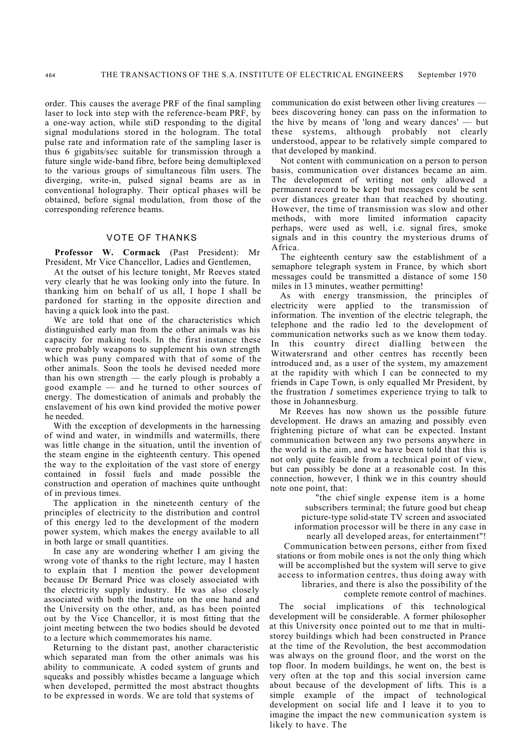order. This causes the average PRF of the final sampling laser to lock into step with the reference-beam PRF, by a one-way action, while stiD responding to the digital signal modulations stored in the hologram. The total pulse rate and information rate of the sampling laser is thus 6 gigabits/sec suitable for transmission through a future single wide-band fibre, before being demultiplexed to the various groups of simultaneous film users. The diverging, write-in, pulsed signal beams are as in conventional holography. Their optical phases will be obtained, before signal modulation, from those of the corresponding reference beams.

## VOTE OF THANKS

**Professor W. Cormack** (Past President): Mr President, Mr Vice Chancellor, Ladies and Gentlemen,

At the outset of his lecture tonight, Mr Reeves stated very clearly that he was looking only into the future. In thanking him on behalf of us all, I hope I shall be pardoned for starting in the opposite direction and having a quick look into the past.

We are told that one of the characteristics which distinguished early man from the other animals was his capacity for making tools. In the first instance these were probably weapons to supplement his own strength which was puny compared with that of some of the other animals. Soon the tools he devised needed more than his own strength — the early plough is probably a good example — and he turned to other sources of energy. The domestication of animals and probably the enslavement of his own kind provided the motive power he needed.

With the exception of developments in the harnessing of wind and water, in windmills and watermills, there was little change in the situation, until the invention of the steam engine in the eighteenth century. This opened the way to the exploitation of the vast store of energy contained in fossil fuels and made possible the construction and operation of machines quite unthought of in previous times.

The application in the nineteenth century of the principles of electricity to the distribution and control of this energy led to the development of the modern power system, which makes the energy available to all in both large or small quantities.

In case any are wondering whether I am giving the wrong vote of thanks to the right lecture, may I hasten to explain that I mention the power development because Dr Bernard Price was closely associated with the electricity supply industry. He was also closely associated with both the Institute on the one hand and the University on the other, and, as has been pointed out by the Vice Chancellor, it is most fitting that the joint meeting between the two bodies should be devoted to a lecture which commemorates his name.

Returning to the distant past, another characteristic which separated man from the other animals was his ability to communicate. A coded system of grunts and squeaks and possibly whistles became a language which when developed, permitted the most abstract thoughts to be expressed in words. We are told that systems of communication do exist between other living creatures — bees discovering honey can pass on the information to the hive by means of 'long and weary dances' — but these systems, although probably not clearly understood, appear to be relatively simple compared to that developed by mankind.

Not content with communication on a person to person basis, communication over distances became an aim. The development of writing not only allowed a permanent record to be kept but messages could be sent over distances greater than that reached by shouting. However, the time of transmission was slow and other methods, with more limited information capacity perhaps, were used as well, i.e. signal fires, smoke signals and in this country the mysterious drums of Africa.

The eighteenth century saw the establishment of a semaphore telegraph system in France, by which short messages could be transmitted a distance of some 150 miles in 13 minutes, weather permitting!

As with energy transmission, the principles of electricity were applied to the transmission of information. The invention of the electric telegraph, the telephone and the radio led to the development of communication networks such as we know them today. In this country direct dialling between the Witwatersrand and other centres has recently been introduced and, as a user of the system, my amazement at the rapidity with which I can be connected to my friends in Cape Town, is only equalled Mr President, by the frustration *I* sometimes experience trying to talk to those in Johannesburg.

Mr Reeves has now shown us the possible future development. He draws an amazing and possibly even frightening picture of what can be expected. Instant communication between any two persons anywhere in the world is the aim, and we have been told that this is not only quite feasible from a technical point of view, but can possibly be done at a reasonable cost. In this connection, however, I think we in this country should note one point, that:

> "the chief single expense item is a home subscribers terminal; the future good but cheap picture-type solid-state TV screen and associated information processor will be there in any case in nearly all developed areas, for entertainment"!

Communication between persons, either from fixed stations or from mobile ones is not the only thing which will be accomplished but the system will serve to give access to information centres, thus doing away with libraries, and there is also the possibility of the complete remote control of machines.

The social implications of this technological development will be considerable. A former philosopher at this University once pointed out to me that in multi-storey buildings which had been constructed in France at the time of the Revolution, the best accommodation was always on the ground floor, and the worst on the top floor. In modern buildings, he went on, the best is very often at the top and this social inversion came about because of the development of lifts. This is a simple example of the impact of technological development on social life and I leave it to you to imagine the impact the new communication system is likely to have. The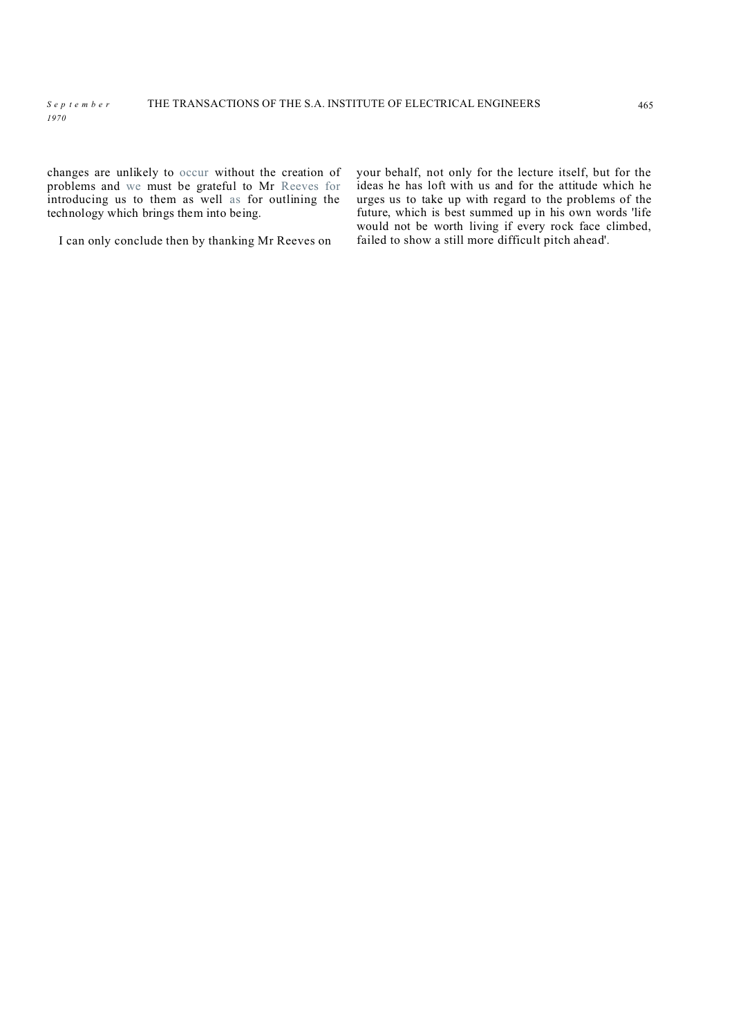changes are unlikely to occur without the creation of problems and we must be grateful to Mr Reeves for introducing us to them as well as for outlining the technology which brings them into being.

I can only conclude then by thanking Mr Reeves on your behalf, not only for the lecture itself, but for the ideas he has loft with us and for the attitude which he urges us to take up with regard to the problems of the future, which is best summed up in his own words 'life would not be worth living if every rock face climbed, failed to show a still more difficult pitch ahead'.